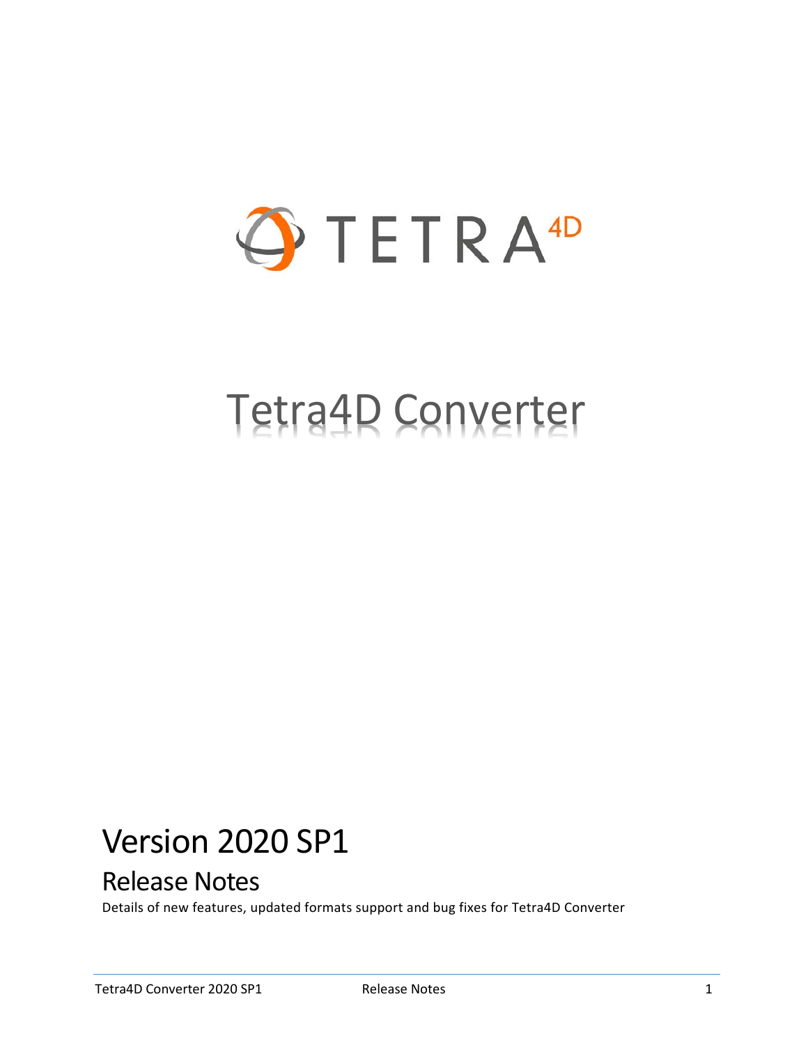TETRA4D

# Tetra4D Converter

## Version 2020 SP1

### Release Notes

Details of new features, updated formats support and bug fixes for Tetra4D Converter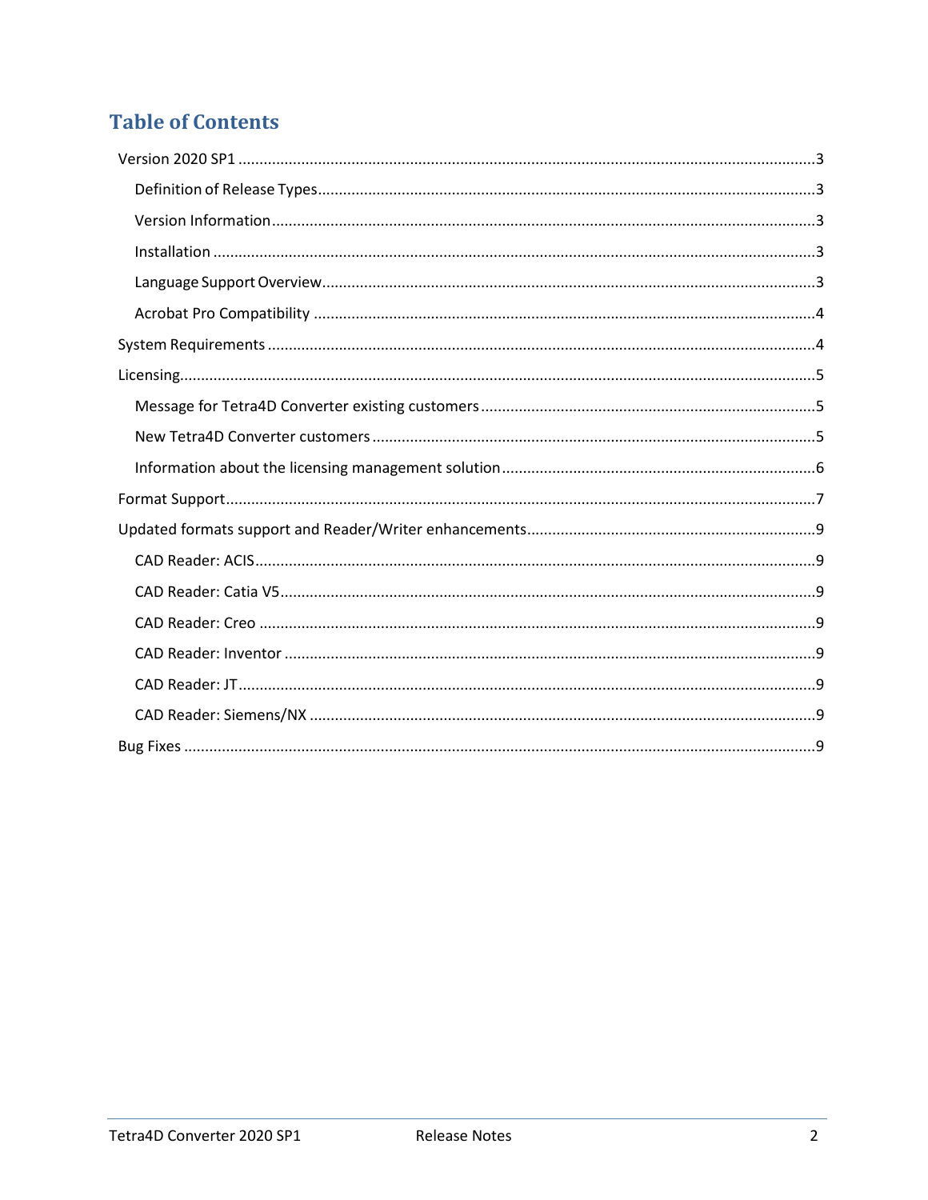# Table of Contents

- Version 2020 SP1 ........ 3
  - Definition of Release Types ........ 3
  - Version Information ........ 3
  - Installation ........ 3
  - Language Support Overview ........ 3
  - Acrobat Pro Compatibility ........ 4
- System Requirements ........ 4
- Licensing ........ 5
  - Message for Tetra4D Converter existing customers ........ 5
  - New Tetra4D Converter customers ........ 5
  - Information about the licensing management solution ........ 6
- Format Support ........ 7
- Updated formats support and Reader/Writer enhancements ........ 9
  - CAD Reader: ACIS ........ 9
  - CAD Reader: Catia V5 ........ 9
  - CAD Reader: Creo ........ 9
  - CAD Reader: Inventor ........ 9
  - CAD Reader: JT ........ 9
  - CAD Reader: Siemens/NX ........ 9
- Bug Fixes ........ 9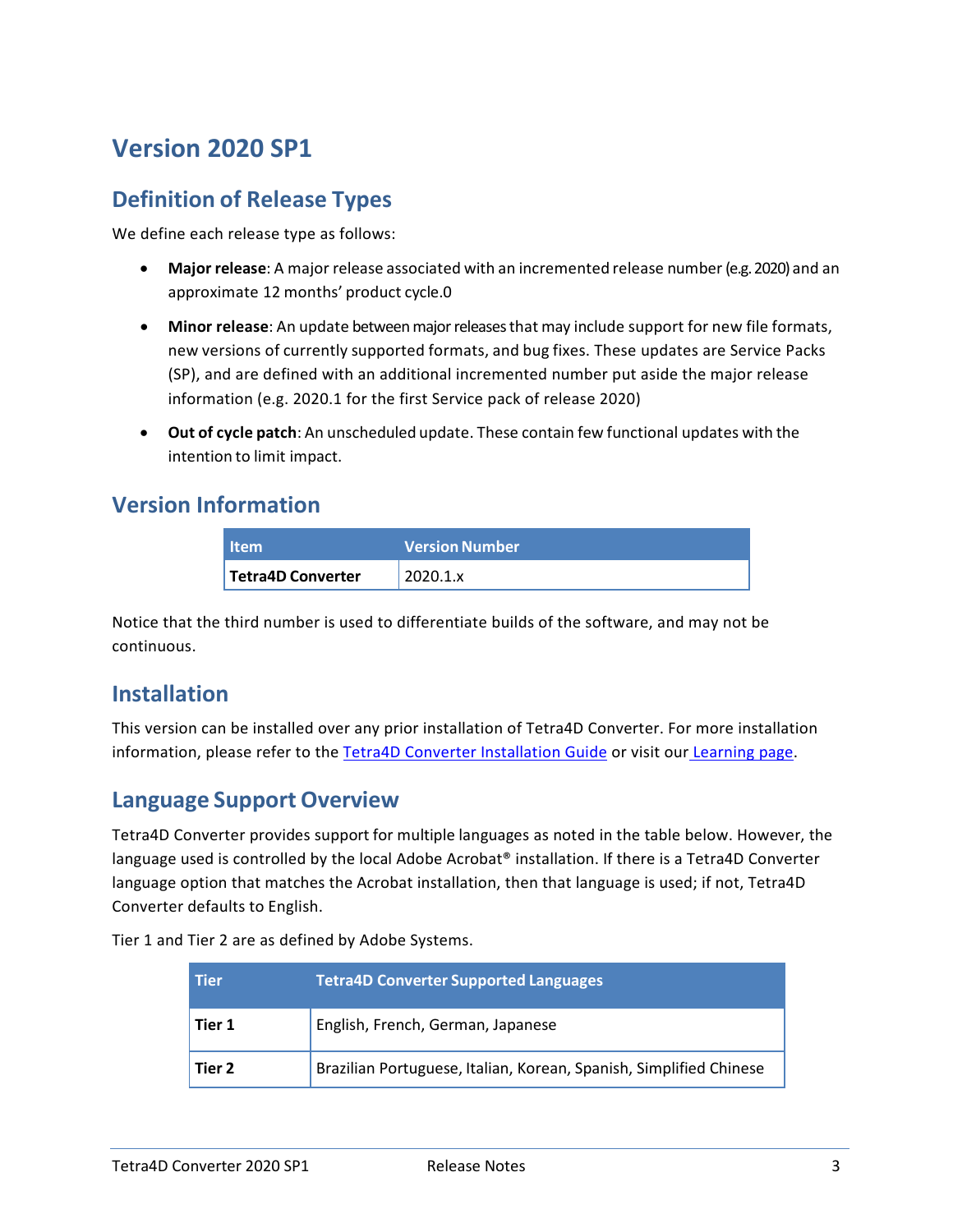# Version 2020 SP1

## Definition of Release Types

We define each release type as follows:

- **Major release**: A major release associated with an incremented release number (e.g. 2020) and an approximate 12 months' product cycle.0
- **Minor release**: An update between major releases that may include support for new file formats, new versions of currently supported formats, and bug fixes. These updates are Service Packs (SP), and are defined with an additional incremented number put aside the major release information (e.g. 2020.1 for the first Service pack of release 2020)
- **Out of cycle patch**: An unscheduled update. These contain few functional updates with the intention to limit impact.

## Version Information

| Item | Version Number |
|---|---|
| **Tetra4D Converter** | 2020.1.x |

Notice that the third number is used to differentiate builds of the software, and may not be continuous.

## Installation

This version can be installed over any prior installation of Tetra4D Converter. For more installation information, please refer to the Tetra4D Converter Installation Guide or visit our Learning page.

## Language Support Overview

Tetra4D Converter provides support for multiple languages as noted in the table below. However, the language used is controlled by the local Adobe Acrobat® installation. If there is a Tetra4D Converter language option that matches the Acrobat installation, then that language is used; if not, Tetra4D Converter defaults to English.

Tier 1 and Tier 2 are as defined by Adobe Systems.

| Tier | Tetra4D Converter Supported Languages |
|---|---|
| **Tier 1** | English, French, German, Japanese |
| **Tier 2** | Brazilian Portuguese, Italian, Korean, Spanish, Simplified Chinese |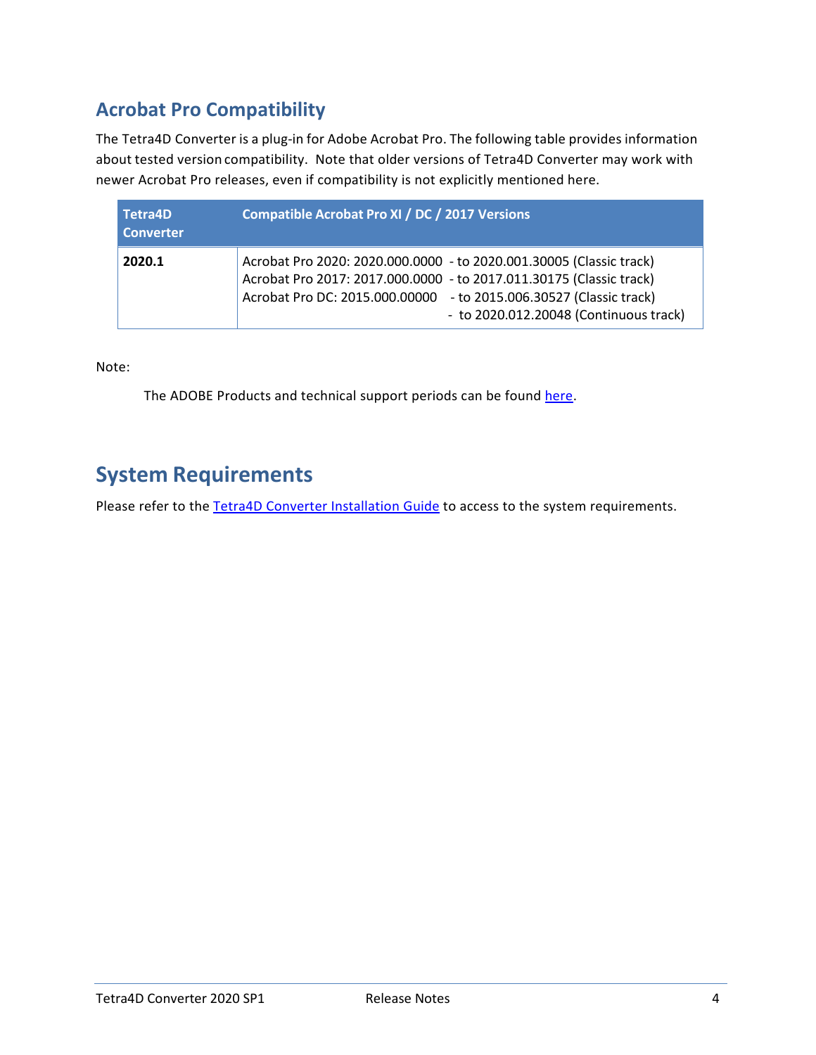## Acrobat Pro Compatibility

The Tetra4D Converter is a plug-in for Adobe Acrobat Pro. The following table provides information about tested version compatibility. Note that older versions of Tetra4D Converter may work with newer Acrobat Pro releases, even if compatibility is not explicitly mentioned here.

| Tetra4D Converter | Compatible Acrobat Pro XI / DC / 2017 Versions |
|---|---|
| **2020.1** | Acrobat Pro 2020: 2020.000.0000 - to 2020.001.30005 (Classic track)<br>Acrobat Pro 2017: 2017.000.0000 - to 2017.011.30175 (Classic track)<br>Acrobat Pro DC: 2015.000.00000 - to 2015.006.30527 (Classic track)<br>- to 2020.012.20048 (Continuous track) |

Note:

The ADOBE Products and technical support periods can be found here.

## System Requirements

Please refer to the Tetra4D Converter Installation Guide to access to the system requirements.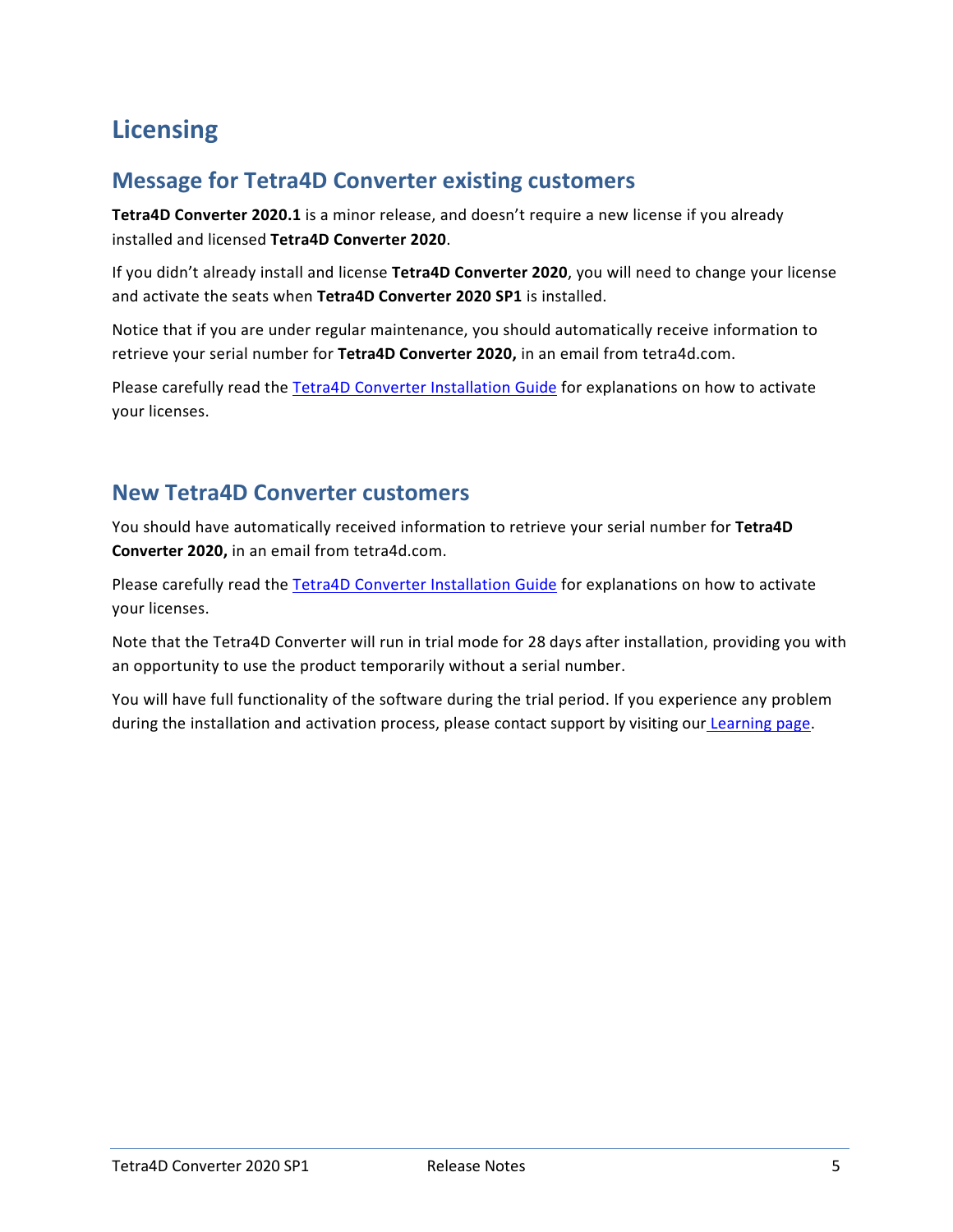# Licensing

## Message for Tetra4D Converter existing customers

**Tetra4D Converter 2020.1** is a minor release, and doesn't require a new license if you already installed and licensed **Tetra4D Converter 2020**.

If you didn't already install and license **Tetra4D Converter 2020**, you will need to change your license and activate the seats when **Tetra4D Converter 2020 SP1** is installed.

Notice that if you are under regular maintenance, you should automatically receive information to retrieve your serial number for **Tetra4D Converter 2020,** in an email from tetra4d.com.

Please carefully read the Tetra4D Converter Installation Guide for explanations on how to activate your licenses.

## New Tetra4D Converter customers

You should have automatically received information to retrieve your serial number for **Tetra4D Converter 2020,** in an email from tetra4d.com.

Please carefully read the Tetra4D Converter Installation Guide for explanations on how to activate your licenses.

Note that the Tetra4D Converter will run in trial mode for 28 days after installation, providing you with an opportunity to use the product temporarily without a serial number.

You will have full functionality of the software during the trial period. If you experience any problem during the installation and activation process, please contact support by visiting our Learning page.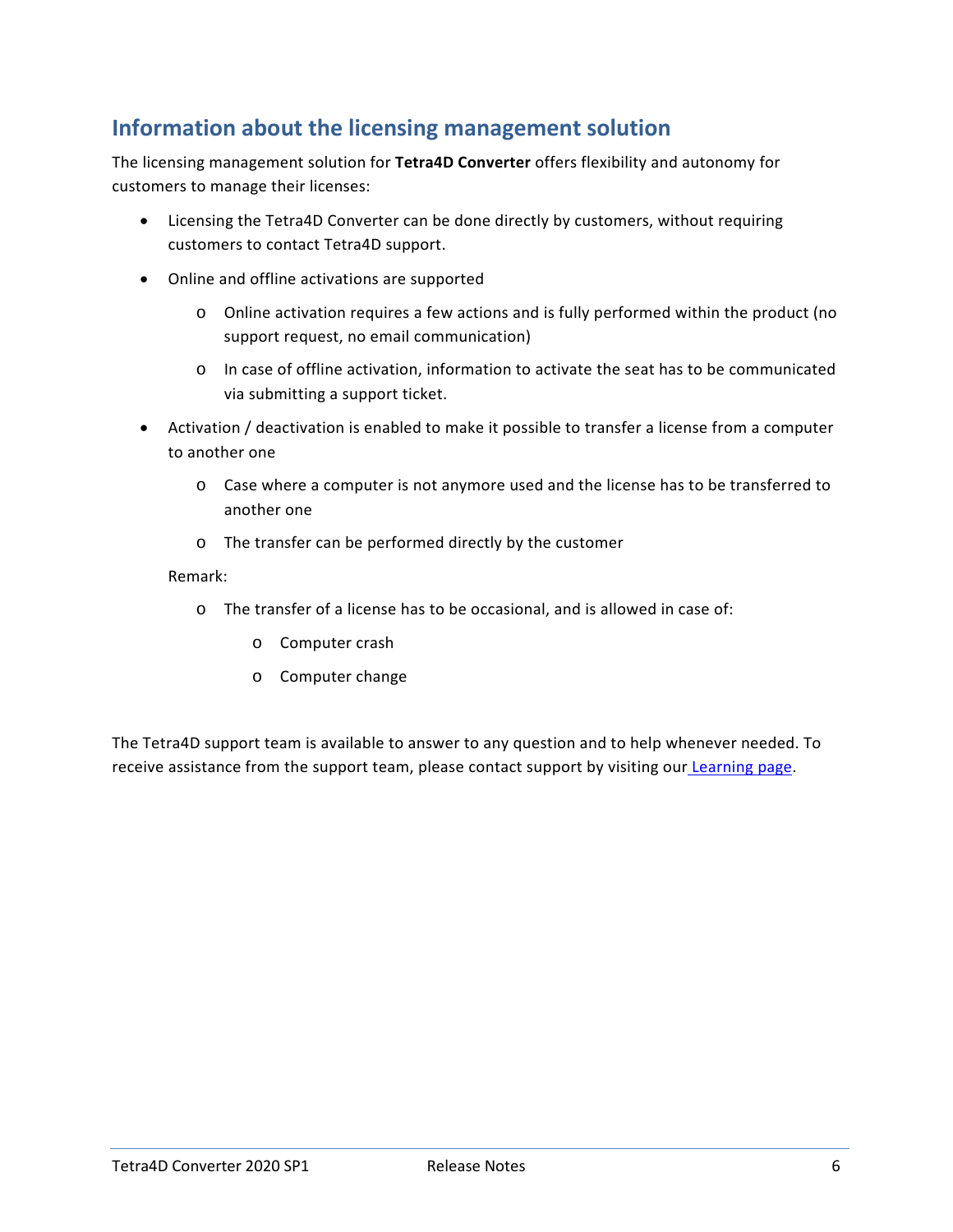## Information about the licensing management solution

The licensing management solution for **Tetra4D Converter** offers flexibility and autonomy for customers to manage their licenses:

- Licensing the Tetra4D Converter can be done directly by customers, without requiring customers to contact Tetra4D support.
- Online and offline activations are supported
    - Online activation requires a few actions and is fully performed within the product (no support request, no email communication)
    - In case of offline activation, information to activate the seat has to be communicated via submitting a support ticket.
- Activation / deactivation is enabled to make it possible to transfer a license from a computer to another one
    - Case where a computer is not anymore used and the license has to be transferred to another one
    - The transfer can be performed directly by the customer

  Remark:

    - The transfer of a license has to be occasional, and is allowed in case of:
        - Computer crash
        - Computer change

The Tetra4D support team is available to answer to any question and to help whenever needed. To receive assistance from the support team, please contact support by visiting our Learning page.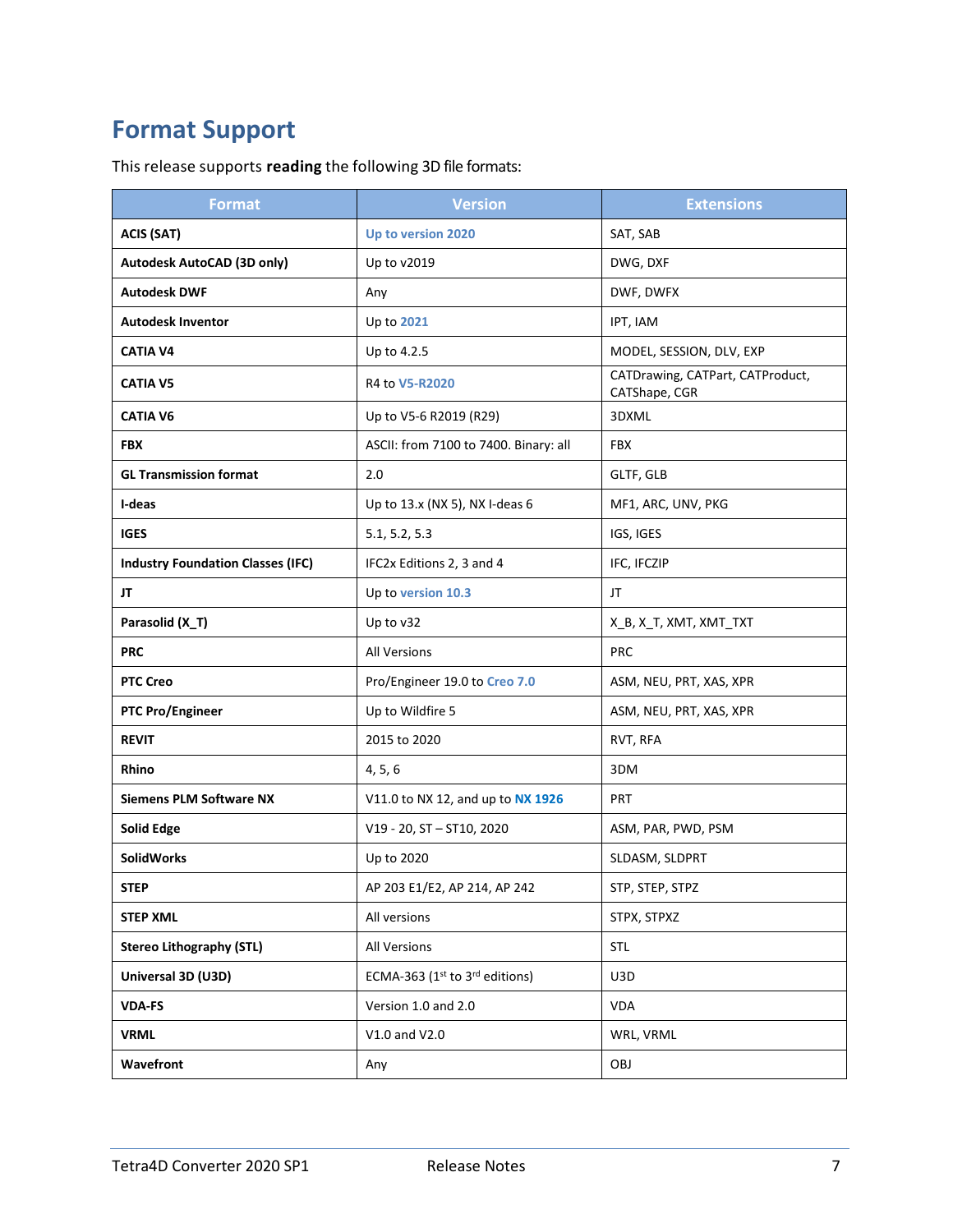## Format Support

This release supports **reading** the following 3D file formats:

| Format | Version | Extensions |
|---|---|---|
| **ACIS (SAT)** | Up to version 2020 | SAT, SAB |
| **Autodesk AutoCAD (3D only)** | Up to v2019 | DWG, DXF |
| **Autodesk DWF** | Any | DWF, DWFX |
| **Autodesk Inventor** | Up to 2021 | IPT, IAM |
| **CATIA V4** | Up to 4.2.5 | MODEL, SESSION, DLV, EXP |
| **CATIA V5** | R4 to V5-R2020 | CATDrawing, CATPart, CATProduct, CATShape, CGR |
| **CATIA V6** | Up to V5-6 R2019 (R29) | 3DXML |
| **FBX** | ASCII: from 7100 to 7400. Binary: all | FBX |
| **GL Transmission format** | 2.0 | GLTF, GLB |
| **I-deas** | Up to 13.x (NX 5), NX I-deas 6 | MF1, ARC, UNV, PKG |
| **IGES** | 5.1, 5.2, 5.3 | IGS, IGES |
| **Industry Foundation Classes (IFC)** | IFC2x Editions 2, 3 and 4 | IFC, IFCZIP |
| **JT** | Up to version 10.3 | JT |
| **Parasolid (X_T)** | Up to v32 | X_B, X_T, XMT, XMT_TXT |
| **PRC** | All Versions | PRC |
| **PTC Creo** | Pro/Engineer 19.0 to Creo 7.0 | ASM, NEU, PRT, XAS, XPR |
| **PTC Pro/Engineer** | Up to Wildfire 5 | ASM, NEU, PRT, XAS, XPR |
| **REVIT** | 2015 to 2020 | RVT, RFA |
| **Rhino** | 4, 5, 6 | 3DM |
| **Siemens PLM Software NX** | V11.0 to NX 12, and up to NX 1926 | PRT |
| **Solid Edge** | V19 - 20, ST – ST10, 2020 | ASM, PAR, PWD, PSM |
| **SolidWorks** | Up to 2020 | SLDASM, SLDPRT |
| **STEP** | AP 203 E1/E2, AP 214, AP 242 | STP, STEP, STPZ |
| **STEP XML** | All versions | STPX, STPXZ |
| **Stereo Lithography (STL)** | All Versions | STL |
| **Universal 3D (U3D)** | ECMA-363 (1st to 3rd editions) | U3D |
| **VDA-FS** | Version 1.0 and 2.0 | VDA |
| **VRML** | V1.0 and V2.0 | WRL, VRML |
| **Wavefront** | Any | OBJ |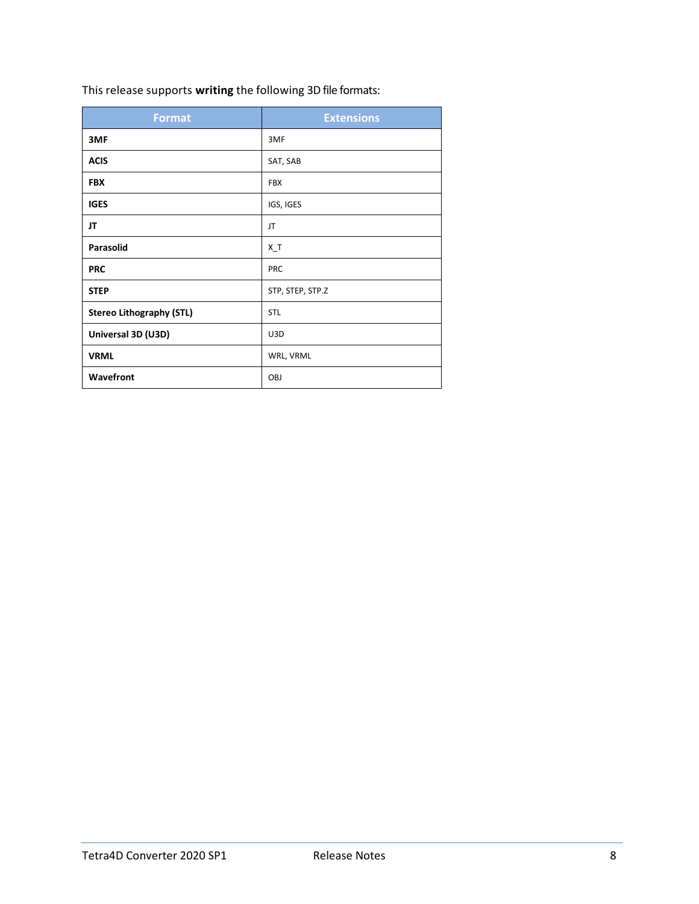This release supports **writing** the following 3D file formats:

| Format | Extensions |
|---|---|
| **3MF** | 3MF |
| **ACIS** | SAT, SAB |
| **FBX** | FBX |
| **IGES** | IGS, IGES |
| **JT** | JT |
| **Parasolid** | X_T |
| **PRC** | PRC |
| **STEP** | STP, STEP, STP.Z |
| **Stereo Lithography (STL)** | STL |
| **Universal 3D (U3D)** | U3D |
| **VRML** | WRL, VRML |
| **Wavefront** | OBJ |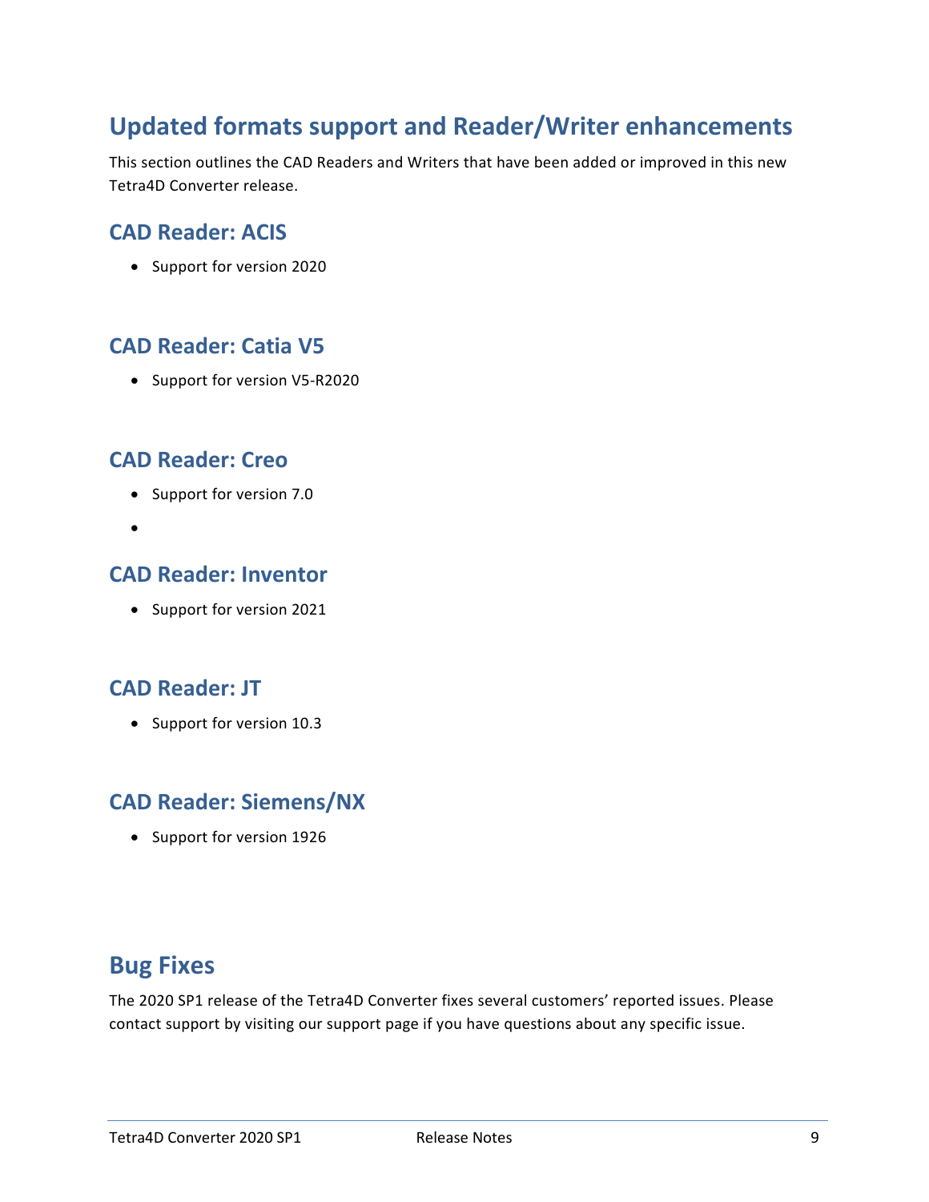## Updated formats support and Reader/Writer enhancements

This section outlines the CAD Readers and Writers that have been added or improved in this new Tetra4D Converter release.

### CAD Reader: ACIS

- Support for version 2020

### CAD Reader: Catia V5

- Support for version V5-R2020

### CAD Reader: Creo

- Support for version 7.0
-

### CAD Reader: Inventor

- Support for version 2021

### CAD Reader: JT

- Support for version 10.3

### CAD Reader: Siemens/NX

- Support for version 1926

## Bug Fixes

The 2020 SP1 release of the Tetra4D Converter fixes several customers' reported issues. Please contact support by visiting our support page if you have questions about any specific issue.